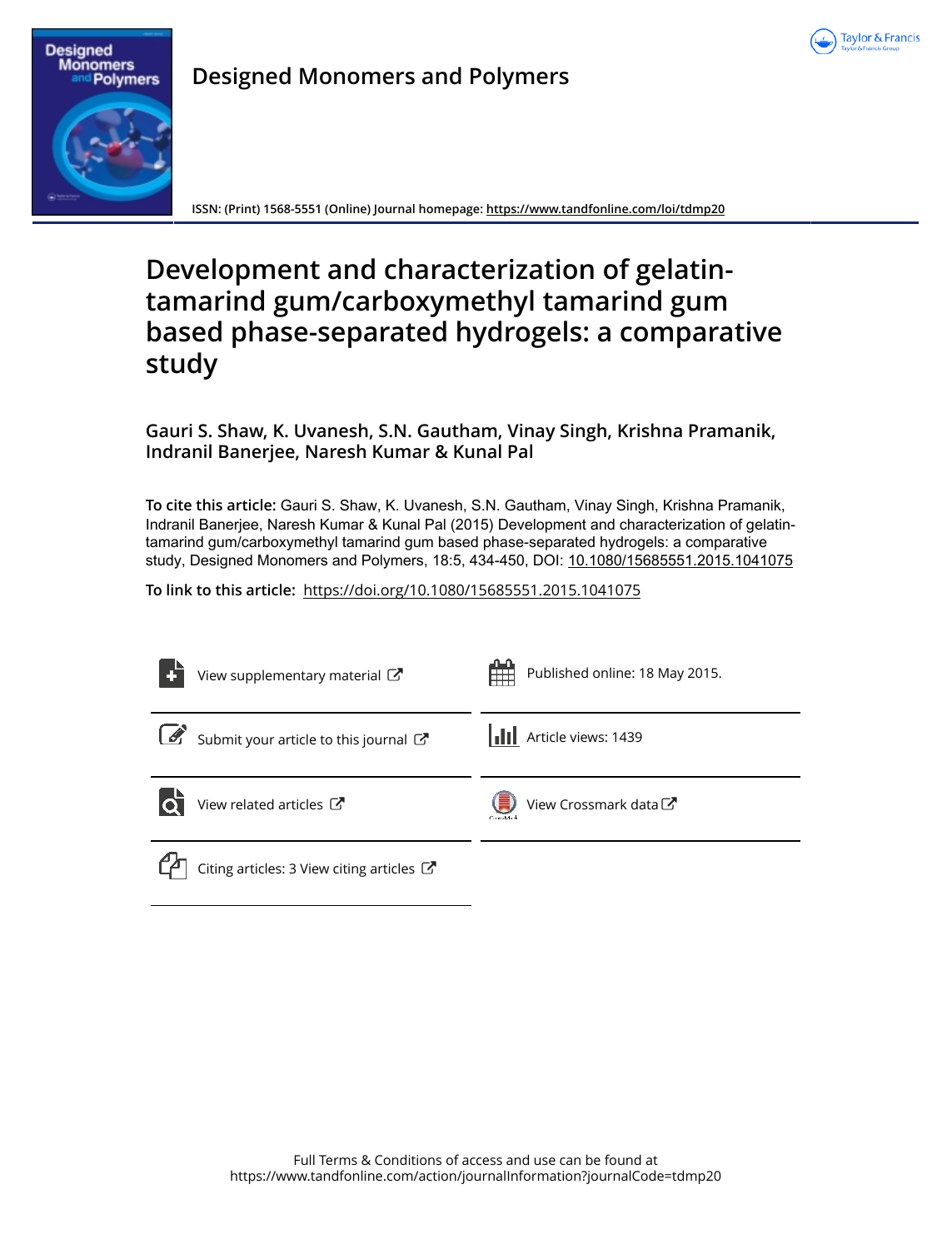**Designed Monomers and Polymers**

ISSN: (Print) 1568-5551 (Online) Journal homepage: https://www.tandfonline.com/loi/tdmp20

# Development and characterization of gelatin-tamarind gum/carboxymethyl tamarind gum based phase-separated hydrogels: a comparative study

**Gauri S. Shaw, K. Uvanesh, S.N. Gautham, Vinay Singh, Krishna Pramanik, Indranil Banerjee, Naresh Kumar & Kunal Pal**

**To cite this article:** Gauri S. Shaw, K. Uvanesh, S.N. Gautham, Vinay Singh, Krishna Pramanik, Indranil Banerjee, Naresh Kumar & Kunal Pal (2015) Development and characterization of gelatin-tamarind gum/carboxymethyl tamarind gum based phase-separated hydrogels: a comparative study, Designed Monomers and Polymers, 18:5, 434-450, DOI: 10.1080/15685551.2015.1041075

**To link to this article:** https://doi.org/10.1080/15685551.2015.1041075

View supplementary material

Published online: 18 May 2015.

Submit your article to this journal

Article views: 1439

View related articles

View Crossmark data

Citing articles: 3 View citing articles

Full Terms & Conditions of access and use can be found at
https://www.tandfonline.com/action/journalInformation?journalCode=tdmp20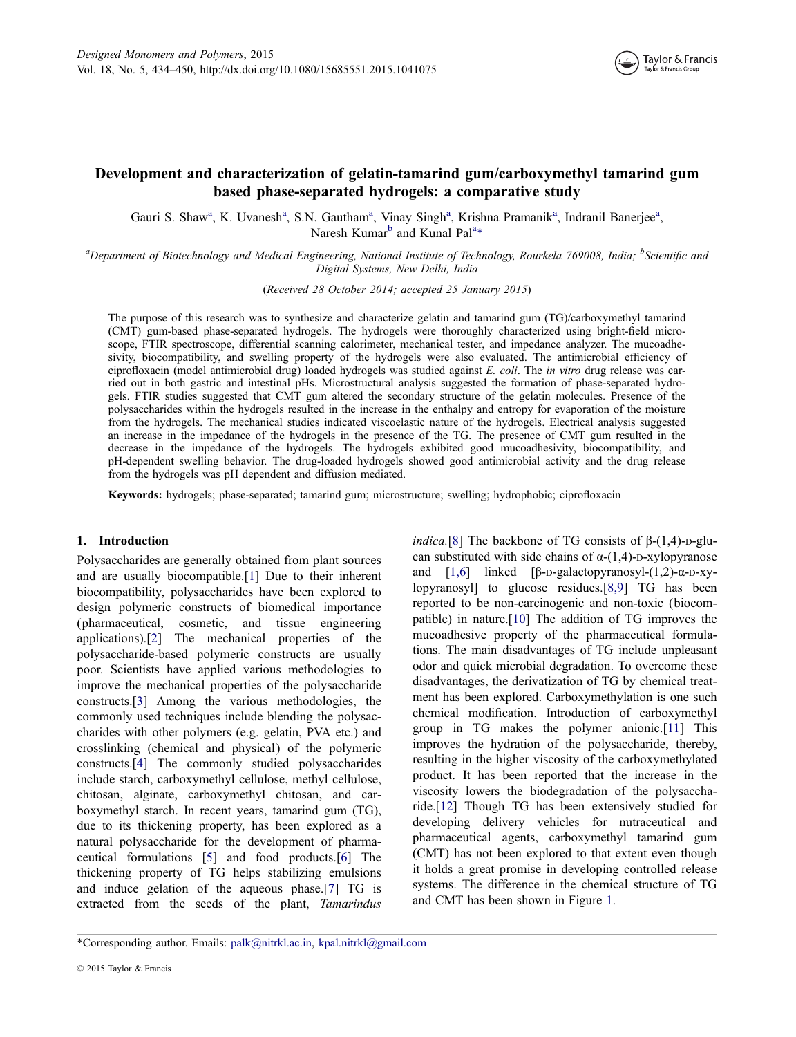# Development and characterization of gelatin-tamarind gum/carboxymethyl tamarind gum based phase-separated hydrogels: a comparative study

Gauri S. Shaw[a], K. Uvanesh[a], S.N. Gautham[a], Vinay Singh[a], Krishna Pramanik[a], Indranil Banerjee[a], Naresh Kumar[b] and Kunal Pal[a]*

[a]Department of Biotechnology and Medical Engineering, National Institute of Technology, Rourkela 769008, India; [b]Scientific and Digital Systems, New Delhi, India

(Received 28 October 2014; accepted 25 January 2015)

The purpose of this research was to synthesize and characterize gelatin and tamarind gum (TG)/carboxymethyl tamarind (CMT) gum-based phase-separated hydrogels. The hydrogels were thoroughly characterized using bright-field microscope, FTIR spectroscope, differential scanning calorimeter, mechanical tester, and impedance analyzer. The mucoadhesivity, biocompatibility, and swelling property of the hydrogels were also evaluated. The antimicrobial efficiency of ciprofloxacin (model antimicrobial drug) loaded hydrogels was studied against *E. coli*. The *in vitro* drug release was carried out in both gastric and intestinal pHs. Microstructural analysis suggested the formation of phase-separated hydrogels. FTIR studies suggested that CMT gum altered the secondary structure of the gelatin molecules. Presence of the polysaccharides within the hydrogels resulted in the increase in the enthalpy and entropy for evaporation of the moisture from the hydrogels. The mechanical studies indicated viscoelastic nature of the hydrogels. Electrical analysis suggested an increase in the impedance of the hydrogels in the presence of the TG. The presence of CMT gum resulted in the decrease in the impedance of the hydrogels. The hydrogels exhibited good mucoadhesivity, biocompatibility, and pH-dependent swelling behavior. The drug-loaded hydrogels showed good antimicrobial activity and the drug release from the hydrogels was pH dependent and diffusion mediated.

**Keywords:** hydrogels; phase-separated; tamarind gum; microstructure; swelling; hydrophobic; ciprofloxacin

## 1. Introduction

Polysaccharides are generally obtained from plant sources and are usually biocompatible.[1] Due to their inherent biocompatibility, polysaccharides have been explored to design polymeric constructs of biomedical importance (pharmaceutical, cosmetic, and tissue engineering applications).[2] The mechanical properties of the polysaccharide-based polymeric constructs are usually poor. Scientists have applied various methodologies to improve the mechanical properties of the polysaccharide constructs.[3] Among the various methodologies, the commonly used techniques include blending the polysaccharides with other polymers (e.g. gelatin, PVA etc.) and crosslinking (chemical and physical) of the polymeric constructs.[4] The commonly studied polysaccharides include starch, carboxymethyl cellulose, methyl cellulose, chitosan, alginate, carboxymethyl chitosan, and carboxymethyl starch. In recent years, tamarind gum (TG), due to its thickening property, has been explored as a natural polysaccharide for the development of pharmaceutical formulations [5] and food products.[6] The thickening property of TG helps stabilizing emulsions and induce gelation of the aqueous phase.[7] TG is extracted from the seeds of the plant, *Tamarindus indica*.[8] The backbone of TG consists of β-(1,4)-D-glucan substituted with side chains of α-(1,4)-D-xylopyranose and [1,6] linked [β-D-galactopyranosyl-(1,2)-α-D-xylopyranosyl] to glucose residues.[8,9] TG has been reported to be non-carcinogenic and non-toxic (biocompatible) in nature.[10] The addition of TG improves the mucoadhesive property of the pharmaceutical formulations. The main disadvantages of TG include unpleasant odor and quick microbial degradation. To overcome these disadvantages, the derivatization of TG by chemical treatment has been explored. Carboxymethylation is one such chemical modification. Introduction of carboxymethyl group in TG makes the polymer anionic.[11] This improves the hydration of the polysaccharide, thereby, resulting in the higher viscosity of the carboxymethylated product. It has been reported that the increase in the viscosity lowers the biodegradation of the polysaccharide.[12] Though TG has been extensively studied for developing delivery vehicles for nutraceutical and pharmaceutical agents, carboxymethyl tamarind gum (CMT) has not been explored to that extent even though it holds a great promise in developing controlled release systems. The difference in the chemical structure of TG and CMT has been shown in Figure 1.

*Corresponding author. Emails: palk@nitrkl.ac.in, kpal.nitrkl@gmail.com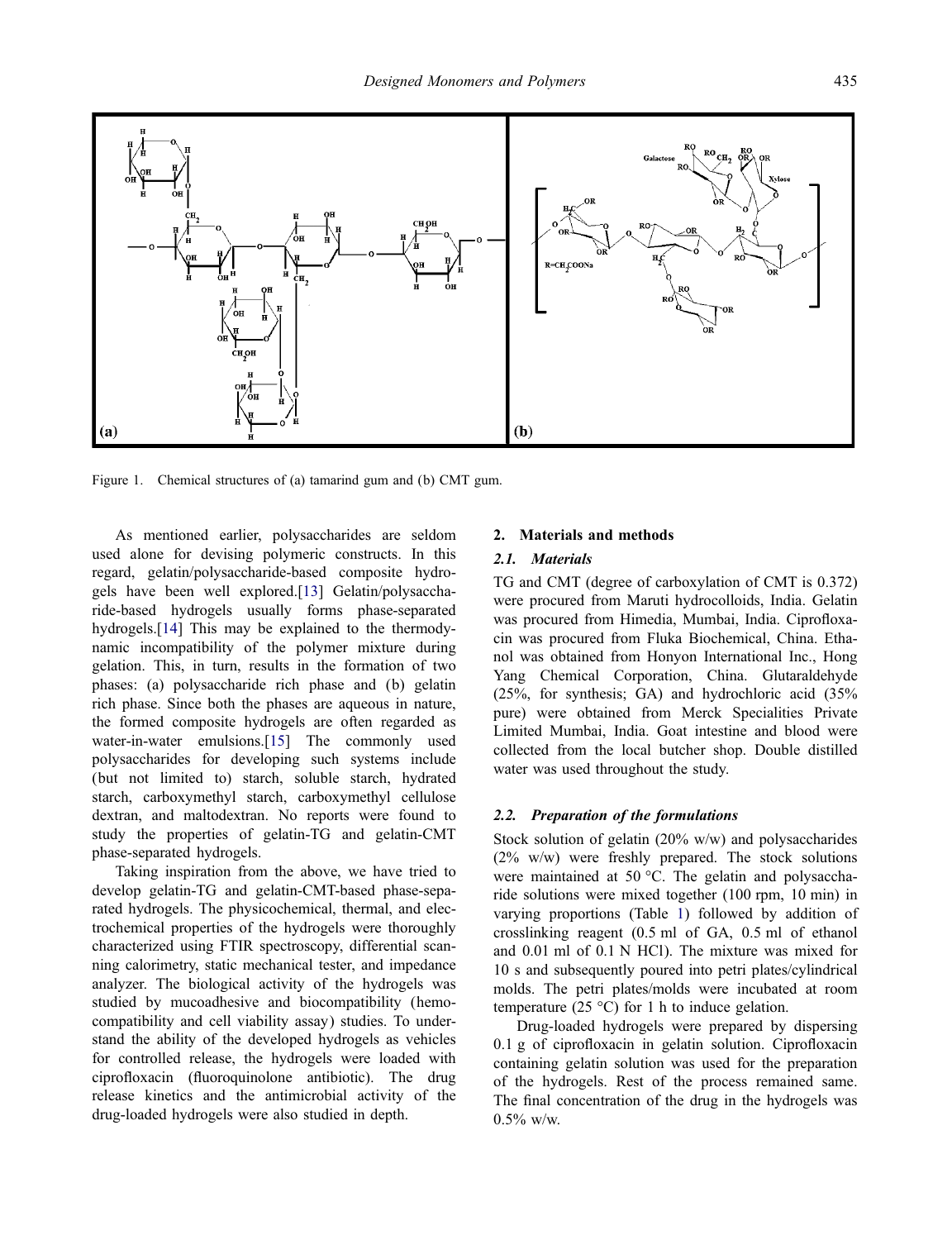Figure 1. Chemical structures of (a) tamarind gum and (b) CMT gum.

As mentioned earlier, polysaccharides are seldom used alone for devising polymeric constructs. In this regard, gelatin/polysaccharide-based composite hydrogels have been well explored.[13] Gelatin/polysaccharide-based hydrogels usually forms phase-separated hydrogels.[14] This may be explained to the thermodynamic incompatibility of the polymer mixture during gelation. This, in turn, results in the formation of two phases: (a) polysaccharide rich phase and (b) gelatin rich phase. Since both the phases are aqueous in nature, the formed composite hydrogels are often regarded as water-in-water emulsions.[15] The commonly used polysaccharides for developing such systems include (but not limited to) starch, soluble starch, hydrated starch, carboxymethyl starch, carboxymethyl cellulose dextran, and maltodextran. No reports were found to study the properties of gelatin-TG and gelatin-CMT phase-separated hydrogels.

Taking inspiration from the above, we have tried to develop gelatin-TG and gelatin-CMT-based phase-separated hydrogels. The physicochemical, thermal, and electrochemical properties of the hydrogels were thoroughly characterized using FTIR spectroscopy, differential scanning calorimetry, static mechanical tester, and impedance analyzer. The biological activity of the hydrogels was studied by mucoadhesive and biocompatibility (hemocompatibility and cell viability assay) studies. To understand the ability of the developed hydrogels as vehicles for controlled release, the hydrogels were loaded with ciprofloxacin (fluoroquinolone antibiotic). The drug release kinetics and the antimicrobial activity of the drug-loaded hydrogels were also studied in depth.

## 2. Materials and methods

### 2.1. Materials

TG and CMT (degree of carboxylation of CMT is 0.372) were procured from Maruti hydrocolloids, India. Gelatin was procured from Himedia, Mumbai, India. Ciprofloxacin was procured from Fluka Biochemical, China. Ethanol was obtained from Honyon International Inc., Hong Yang Chemical Corporation, China. Glutaraldehyde (25%, for synthesis; GA) and hydrochloric acid (35% pure) were obtained from Merck Specialities Private Limited Mumbai, India. Goat intestine and blood were collected from the local butcher shop. Double distilled water was used throughout the study.

### 2.2. Preparation of the formulations

Stock solution of gelatin (20% w/w) and polysaccharides (2% w/w) were freshly prepared. The stock solutions were maintained at 50 °C. The gelatin and polysaccharide solutions were mixed together (100 rpm, 10 min) in varying proportions (Table 1) followed by addition of crosslinking reagent (0.5 ml of GA, 0.5 ml of ethanol and 0.01 ml of 0.1 N HCl). The mixture was mixed for 10 s and subsequently poured into petri plates/cylindrical molds. The petri plates/molds were incubated at room temperature (25 °C) for 1 h to induce gelation.

Drug-loaded hydrogels were prepared by dispersing 0.1 g of ciprofloxacin in gelatin solution. Ciprofloxacin containing gelatin solution was used for the preparation of the hydrogels. Rest of the process remained same. The final concentration of the drug in the hydrogels was 0.5% w/w.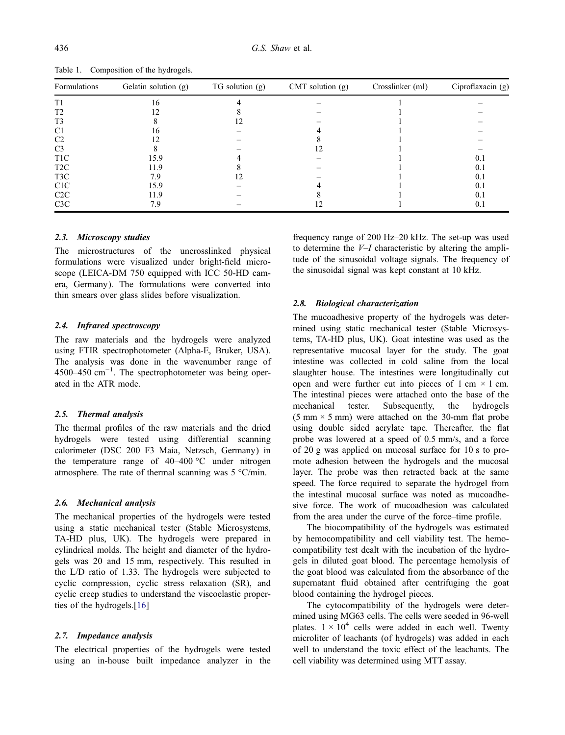Table 1. Composition of the hydrogels.

| Formulations | Gelatin solution (g) | TG solution (g) | CMT solution (g) | Crosslinker (ml) | Ciproflaxacin (g) |
|---|---|---|---|---|---|
| T1 | 16 | 4 | – | 1 | – |
| T2 | 12 | 8 | – | 1 | – |
| T3 | 8 | 12 | – | 1 | – |
| C1 | 16 | – | 4 | 1 | – |
| C2 | 12 | – | 8 | 1 | – |
| C3 | 8 | – | 12 | 1 | – |
| T1C | 15.9 | 4 | – | 1 | 0.1 |
| T2C | 11.9 | 8 | – | 1 | 0.1 |
| T3C | 7.9 | 12 | – | 1 | 0.1 |
| C1C | 15.9 | – | 4 | 1 | 0.1 |
| C2C | 11.9 | – | 8 | 1 | 0.1 |
| C3C | 7.9 | – | 12 | 1 | 0.1 |

### 2.3. Microscopy studies

The microstructures of the uncrosslinked physical formulations were visualized under bright-field microscope (LEICA-DM 750 equipped with ICC 50-HD camera, Germany). The formulations were converted into thin smears over glass slides before visualization.

### 2.4. Infrared spectroscopy

The raw materials and the hydrogels were analyzed using FTIR spectrophotometer (Alpha-E, Bruker, USA). The analysis was done in the wavenumber range of 4500–450 $cm^{-1}$. The spectrophotometer was being operated in the ATR mode.

### 2.5. Thermal analysis

The thermal profiles of the raw materials and the dried hydrogels were tested using differential scanning calorimeter (DSC 200 F3 Maia, Netzsch, Germany) in the temperature range of 40–400 °C under nitrogen atmosphere. The rate of thermal scanning was 5 °C/min.

### 2.6. Mechanical analysis

The mechanical properties of the hydrogels were tested using a static mechanical tester (Stable Microsystems, TA-HD plus, UK). The hydrogels were prepared in cylindrical molds. The height and diameter of the hydrogels was 20 and 15 mm, respectively. This resulted in the L/D ratio of 1.33. The hydrogels were subjected to cyclic compression, cyclic stress relaxation (SR), and cyclic creep studies to understand the viscoelastic properties of the hydrogels.[16]

### 2.7. Impedance analysis

The electrical properties of the hydrogels were tested using an in-house built impedance analyzer in the frequency range of 200 Hz–20 kHz. The set-up was used to determine the *V–I* characteristic by altering the amplitude of the sinusoidal voltage signals. The frequency of the sinusoidal signal was kept constant at 10 kHz.

### 2.8. Biological characterization

The mucoadhesive property of the hydrogels was determined using static mechanical tester (Stable Microsystems, TA-HD plus, UK). Goat intestine was used as the representative mucosal layer for the study. The goat intestine was collected in cold saline from the local slaughter house. The intestines were longitudinally cut open and were further cut into pieces of 1 cm × 1 cm. The intestinal pieces were attached onto the base of the mechanical tester. Subsequently, the hydrogels (5 mm × 5 mm) were attached on the 30-mm flat probe using double sided acrylate tape. Thereafter, the flat probe was lowered at a speed of 0.5 mm/s, and a force of 20 g was applied on mucosal surface for 10 s to promote adhesion between the hydrogels and the mucosal layer. The probe was then retracted back at the same speed. The force required to separate the hydrogel from the intestinal mucosal surface was noted as mucoadhesive force. The work of mucoadhesion was calculated from the area under the curve of the force–time profile.

The biocompatibility of the hydrogels was estimated by hemocompatibility and cell viability test. The hemocompatibility test dealt with the incubation of the hydrogels in diluted goat blood. The percentage hemolysis of the goat blood was calculated from the absorbance of the supernatant fluid obtained after centrifuging the goat blood containing the hydrogel pieces.

The cytocompatibility of the hydrogels were determined using MG63 cells. The cells were seeded in 96-well plates. $1 \times 10^4$ cells were added in each well. Twenty microliter of leachants (of hydrogels) was added in each well to understand the toxic effect of the leachants. The cell viability was determined using MTT assay.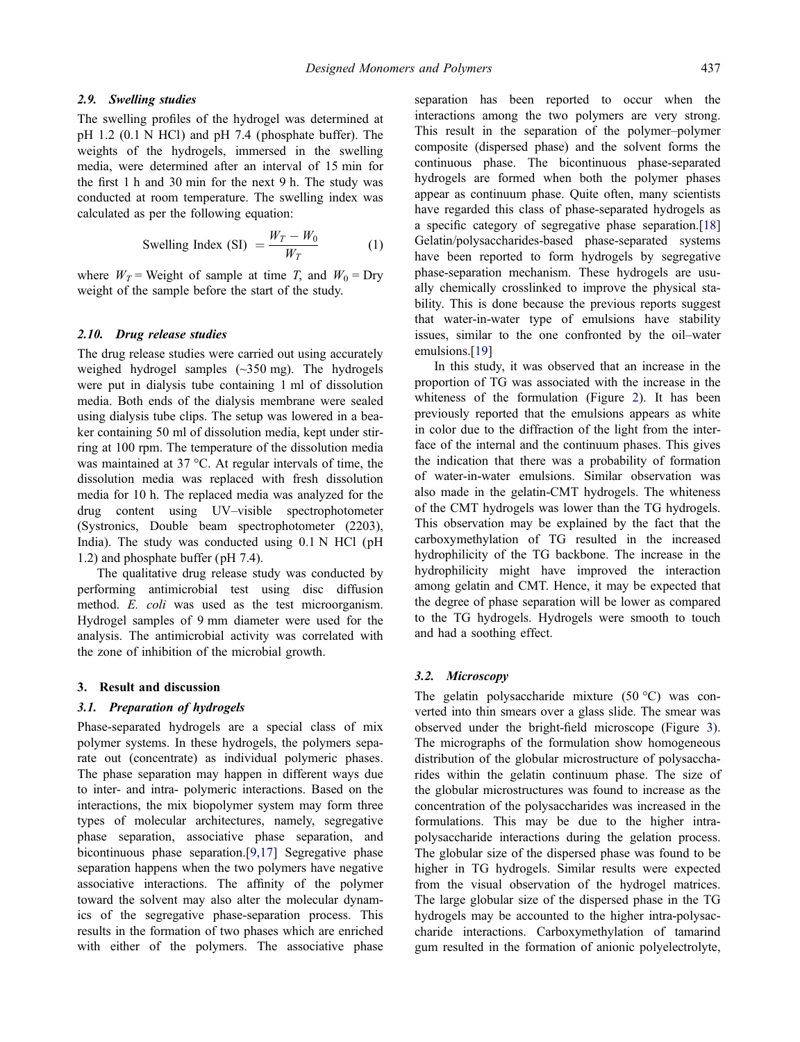### 2.9. Swelling studies

The swelling profiles of the hydrogel was determined at pH 1.2 (0.1 N HCl) and pH 7.4 (phosphate buffer). The weights of the hydrogels, immersed in the swelling media, were determined after an interval of 15 min for the first 1 h and 30 min for the next 9 h. The study was conducted at room temperature. The swelling index was calculated as per the following equation:

$$\text{Swelling Index (SI)} = \frac{W_T - W_0}{W_T} \tag{1}$$

where $W_T$ = Weight of sample at time $T$, and $W_0$ = Dry weight of the sample before the start of the study.

### 2.10. Drug release studies

The drug release studies were carried out using accurately weighed hydrogel samples (~350 mg). The hydrogels were put in dialysis tube containing 1 ml of dissolution media. Both ends of the dialysis membrane were sealed using dialysis tube clips. The setup was lowered in a beaker containing 50 ml of dissolution media, kept under stirring at 100 rpm. The temperature of the dissolution media was maintained at 37 °C. At regular intervals of time, the dissolution media was replaced with fresh dissolution media for 10 h. The replaced media was analyzed for the drug content using UV–visible spectrophotometer (Systronics, Double beam spectrophotometer (2203), India). The study was conducted using 0.1 N HCl (pH 1.2) and phosphate buffer (pH 7.4).

The qualitative drug release study was conducted by performing antimicrobial test using disc diffusion method. *E. coli* was used as the test microorganism. Hydrogel samples of 9 mm diameter were used for the analysis. The antimicrobial activity was correlated with the zone of inhibition of the microbial growth.

## 3. Result and discussion

### 3.1. Preparation of hydrogels

Phase-separated hydrogels are a special class of mix polymer systems. In these hydrogels, the polymers separate out (concentrate) as individual polymeric phases. The phase separation may happen in different ways due to inter- and intra- polymeric interactions. Based on the interactions, the mix biopolymer system may form three types of molecular architectures, namely, segregative phase separation, associative phase separation, and bicontinuous phase separation.[9,17] Segregative phase separation happens when the two polymers have negative associative interactions. The affinity of the polymer toward the solvent may also alter the molecular dynamics of the segregative phase-separation process. This results in the formation of two phases which are enriched with either of the polymers. The associative phase separation has been reported to occur when the interactions among the two polymers are very strong. This result in the separation of the polymer–polymer composite (dispersed phase) and the solvent forms the continuous phase. The bicontinuous phase-separated hydrogels are formed when both the polymer phases appear as continuum phase. Quite often, many scientists have regarded this class of phase-separated hydrogels as a specific category of segregative phase separation.[18] Gelatin/polysaccharides-based phase-separated systems have been reported to form hydrogels by segregative phase-separation mechanism. These hydrogels are usually chemically crosslinked to improve the physical stability. This is done because the previous reports suggest that water-in-water type of emulsions have stability issues, similar to the one confronted by the oil–water emulsions.[19]

In this study, it was observed that an increase in the proportion of TG was associated with the increase in the whiteness of the formulation (Figure 2). It has been previously reported that the emulsions appears as white in color due to the diffraction of the light from the interface of the internal and the continuum phases. This gives the indication that there was a probability of formation of water-in-water emulsions. Similar observation was also made in the gelatin-CMT hydrogels. The whiteness of the CMT hydrogels was lower than the TG hydrogels. This observation may be explained by the fact that the carboxymethylation of TG resulted in the increased hydrophilicity of the TG backbone. The increase in the hydrophilicity might have improved the interaction among gelatin and CMT. Hence, it may be expected that the degree of phase separation will be lower as compared to the TG hydrogels. Hydrogels were smooth to touch and had a soothing effect.

### 3.2. Microscopy

The gelatin polysaccharide mixture (50 °C) was converted into thin smears over a glass slide. The smear was observed under the bright-field microscope (Figure 3). The micrographs of the formulation show homogeneous distribution of the globular microstructure of polysaccharides within the gelatin continuum phase. The size of the globular microstructures was found to increase as the concentration of the polysaccharides was increased in the formulations. This may be due to the higher intra-polysaccharide interactions during the gelation process. The globular size of the dispersed phase was found to be higher in TG hydrogels. Similar results were expected from the visual observation of the hydrogel matrices. The large globular size of the dispersed phase in the TG hydrogels may be accounted to the higher intra-polysaccharide interactions. Carboxymethylation of tamarind gum resulted in the formation of anionic polyelectrolyte,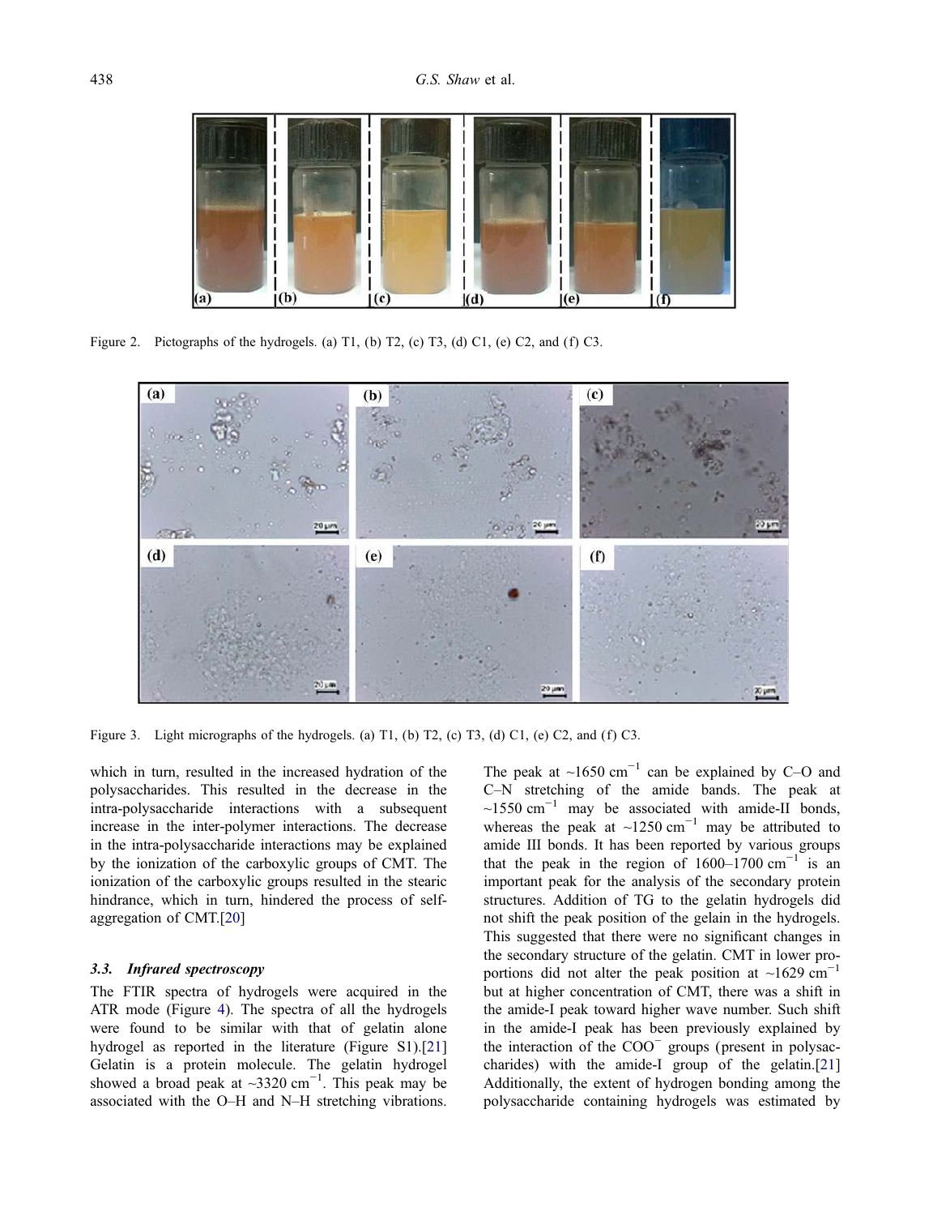Figure 2. Pictographs of the hydrogels. (a) T1, (b) T2, (c) T3, (d) C1, (e) C2, and (f) C3.

Figure 3. Light micrographs of the hydrogels. (a) T1, (b) T2, (c) T3, (d) C1, (e) C2, and (f) C3.

which in turn, resulted in the increased hydration of the polysaccharides. This resulted in the decrease in the intra-polysaccharide interactions with a subsequent increase in the inter-polymer interactions. The decrease in the intra-polysaccharide interactions may be explained by the ionization of the carboxylic groups of CMT. The ionization of the carboxylic groups resulted in the stearic hindrance, which in turn, hindered the process of self-aggregation of CMT.[20]

### *3.3. Infrared spectroscopy*

The FTIR spectra of hydrogels were acquired in the ATR mode (Figure 4). The spectra of all the hydrogels were found to be similar with that of gelatin alone hydrogel as reported in the literature (Figure S1).[21] Gelatin is a protein molecule. The gelatin hydrogel showed a broad peak at ~3320 $cm^{-1}$. This peak may be associated with the O–H and N–H stretching vibrations. The peak at ~1650 $cm^{-1}$ can be explained by C–O and C–N stretching of the amide bands. The peak at ~1550 $cm^{-1}$ may be associated with amide-II bonds, whereas the peak at ~1250 $cm^{-1}$ may be attributed to amide III bonds. It has been reported by various groups that the peak in the region of 1600–1700 $cm^{-1}$ is an important peak for the analysis of the secondary protein structures. Addition of TG to the gelatin hydrogels did not shift the peak position of the gelain in the hydrogels. This suggested that there were no significant changes in the secondary structure of the gelatin. CMT in lower proportions did not alter the peak position at ~1629 $cm^{-1}$ but at higher concentration of CMT, there was a shift in the amide-I peak toward higher wave number. Such shift in the amide-I peak has been previously explained by the interaction of the $COO^{-}$ groups (present in polysaccharides) with the amide-I group of the gelatin.[21] Additionally, the extent of hydrogen bonding among the polysaccharide containing hydrogels was estimated by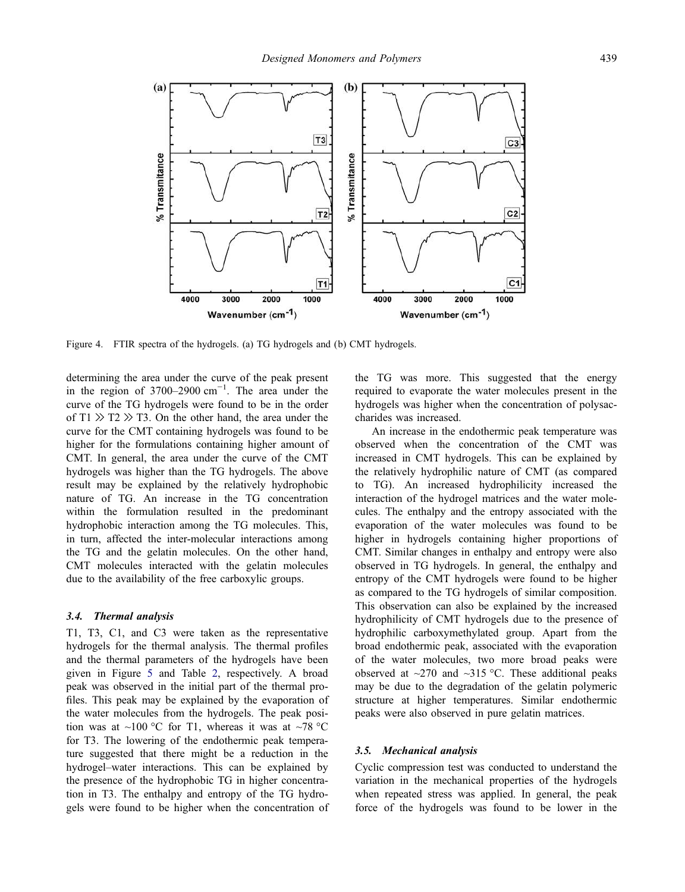Figure 4. FTIR spectra of the hydrogels. (a) TG hydrogels and (b) CMT hydrogels.

determining the area under the curve of the peak present in the region of 3700–2900 $cm^{-1}$. The area under the curve of the TG hydrogels were found to be in the order of T1 ≫ T2 ≫ T3. On the other hand, the area under the curve for the CMT containing hydrogels was found to be higher for the formulations containing higher amount of CMT. In general, the area under the curve of the CMT hydrogels was higher than the TG hydrogels. The above result may be explained by the relatively hydrophobic nature of TG. An increase in the TG concentration within the formulation resulted in the predominant hydrophobic interaction among the TG molecules. This, in turn, affected the inter-molecular interactions among the TG and the gelatin molecules. On the other hand, CMT molecules interacted with the gelatin molecules due to the availability of the free carboxylic groups.

### 3.4. Thermal analysis

T1, T3, C1, and C3 were taken as the representative hydrogels for the thermal analysis. The thermal profiles and the thermal parameters of the hydrogels have been given in Figure 5 and Table 2, respectively. A broad peak was observed in the initial part of the thermal profiles. This peak may be explained by the evaporation of the water molecules from the hydrogels. The peak position was at ~100 °C for T1, whereas it was at ~78 °C for T3. The lowering of the endothermic peak temperature suggested that there might be a reduction in the hydrogel–water interactions. This can be explained by the presence of the hydrophobic TG in higher concentration in T3. The enthalpy and entropy of the TG hydrogels were found to be higher when the concentration of the TG was more. This suggested that the energy required to evaporate the water molecules present in the hydrogels was higher when the concentration of polysaccharides was increased.

An increase in the endothermic peak temperature was observed when the concentration of the CMT was increased in CMT hydrogels. This can be explained by the relatively hydrophilic nature of CMT (as compared to TG). An increased hydrophilicity increased the interaction of the hydrogel matrices and the water molecules. The enthalpy and the entropy associated with the evaporation of the water molecules was found to be higher in hydrogels containing higher proportions of CMT. Similar changes in enthalpy and entropy were also observed in TG hydrogels. In general, the enthalpy and entropy of the CMT hydrogels were found to be higher as compared to the TG hydrogels of similar composition. This observation can also be explained by the increased hydrophilicity of CMT hydrogels due to the presence of hydrophilic carboxymethylated group. Apart from the broad endothermic peak, associated with the evaporation of the water molecules, two more broad peaks were observed at ~270 and ~315 °C. These additional peaks may be due to the degradation of the gelatin polymeric structure at higher temperatures. Similar endothermic peaks were also observed in pure gelatin matrices.

### 3.5. Mechanical analysis

Cyclic compression test was conducted to understand the variation in the mechanical properties of the hydrogels when repeated stress was applied. In general, the peak force of the hydrogels was found to be lower in the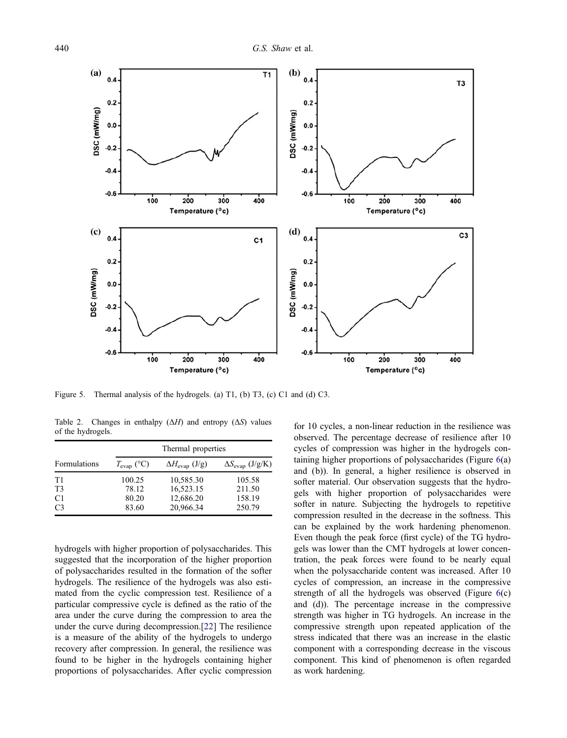Figure 5. Thermal analysis of the hydrogels. (a) T1, (b) T3, (c) C1 and (d) C3.

Table 2. Changes in enthalpy ($\Delta H$) and entropy ($\Delta S$) values of the hydrogels.

| Formulations | Thermal properties | | |
|---|---|---|---|
| | $T_{evap}$ (°C) | $\Delta H_{evap}$ (J/g) | $\Delta S_{evap}$ (J/g/K) |
| T1 | 100.25 | 10,585.30 | 105.58 |
| T3 | 78.12 | 16,523.15 | 211.50 |
| C1 | 80.20 | 12,686.20 | 158.19 |
| C3 | 83.60 | 20,966.34 | 250.79 |

hydrogels with higher proportion of polysaccharides. This suggested that the incorporation of the higher proportion of polysaccharides resulted in the formation of the softer hydrogels. The resilience of the hydrogels was also estimated from the cyclic compression test. Resilience of a particular compressive cycle is defined as the ratio of the area under the curve during the compression to area the under the curve during decompression.[22] The resilience is a measure of the ability of the hydrogels to undergo recovery after compression. In general, the resilience was found to be higher in the hydrogels containing higher proportions of polysaccharides. After cyclic compression for 10 cycles, a non-linear reduction in the resilience was observed. The percentage decrease of resilience after 10 cycles of compression was higher in the hydrogels containing higher proportions of polysaccharides (Figure 6(a) and (b)). In general, a higher resilience is observed in softer material. Our observation suggests that the hydrogels with higher proportion of polysaccharides were softer in nature. Subjecting the hydrogels to repetitive compression resulted in the decrease in the softness. This can be explained by the work hardening phenomenon. Even though the peak force (first cycle) of the TG hydrogels was lower than the CMT hydrogels at lower concentration, the peak forces were found to be nearly equal when the polysaccharide content was increased. After 10 cycles of compression, an increase in the compressive strength of all the hydrogels was observed (Figure 6(c) and (d)). The percentage increase in the compressive strength was higher in TG hydrogels. An increase in the compressive strength upon repeated application of the stress indicated that there was an increase in the elastic component with a corresponding decrease in the viscous component. This kind of phenomenon is often regarded as work hardening.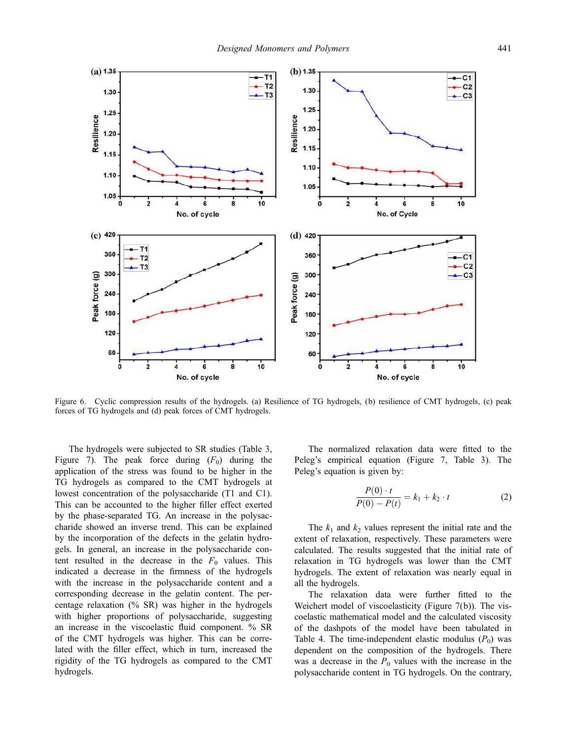Figure 6. Cyclic compression results of the hydrogels. (a) Resilience of TG hydrogels, (b) resilience of CMT hydrogels, (c) peak forces of TG hydrogels and (d) peak forces of CMT hydrogels.

The hydrogels were subjected to SR studies (Table 3, Figure 7). The peak force during ($F_0$) during the application of the stress was found to be higher in the TG hydrogels as compared to the CMT hydrogels at lowest concentration of the polysaccharide (T1 and C1). This can be accounted to the higher filler effect exerted by the phase-separated TG. An increase in the polysaccharide showed an inverse trend. This can be explained by the incorporation of the defects in the gelatin hydrogels. In general, an increase in the polysaccharide content resulted in the decrease in the $F_0$ values. This indicated a decrease in the firmness of the hydrogels with the increase in the polysaccharide content and a corresponding decrease in the gelatin content. The percentage relaxation (% SR) was higher in the hydrogels with higher proportions of polysaccharide, suggesting an increase in the viscoelastic fluid component. % SR of the CMT hydrogels was higher. This can be correlated with the filler effect, which in turn, increased the rigidity of the TG hydrogels as compared to the CMT hydrogels.

The normalized relaxation data were fitted to the Peleg's empirical equation (Figure 7, Table 3). The Peleg's equation is given by:

$$\frac{P(0) \cdot t}{P(0) - P(t)} = k_1 + k_2 \cdot t \qquad (2)$$

The $k_1$ and $k_2$ values represent the initial rate and the extent of relaxation, respectively. These parameters were calculated. The results suggested that the initial rate of relaxation in TG hydrogels was lower than the CMT hydrogels. The extent of relaxation was nearly equal in all the hydrogels.

The relaxation data were further fitted to the Weichert model of viscoelasticity (Figure 7(b)). The viscoelastic mathematical model and the calculated viscosity of the dashpots of the model have been tabulated in Table 4. The time-independent elastic modulus ($P_0$) was dependent on the composition of the hydrogels. There was a decrease in the $P_0$ values with the increase in the polysaccharide content in TG hydrogels. On the contrary,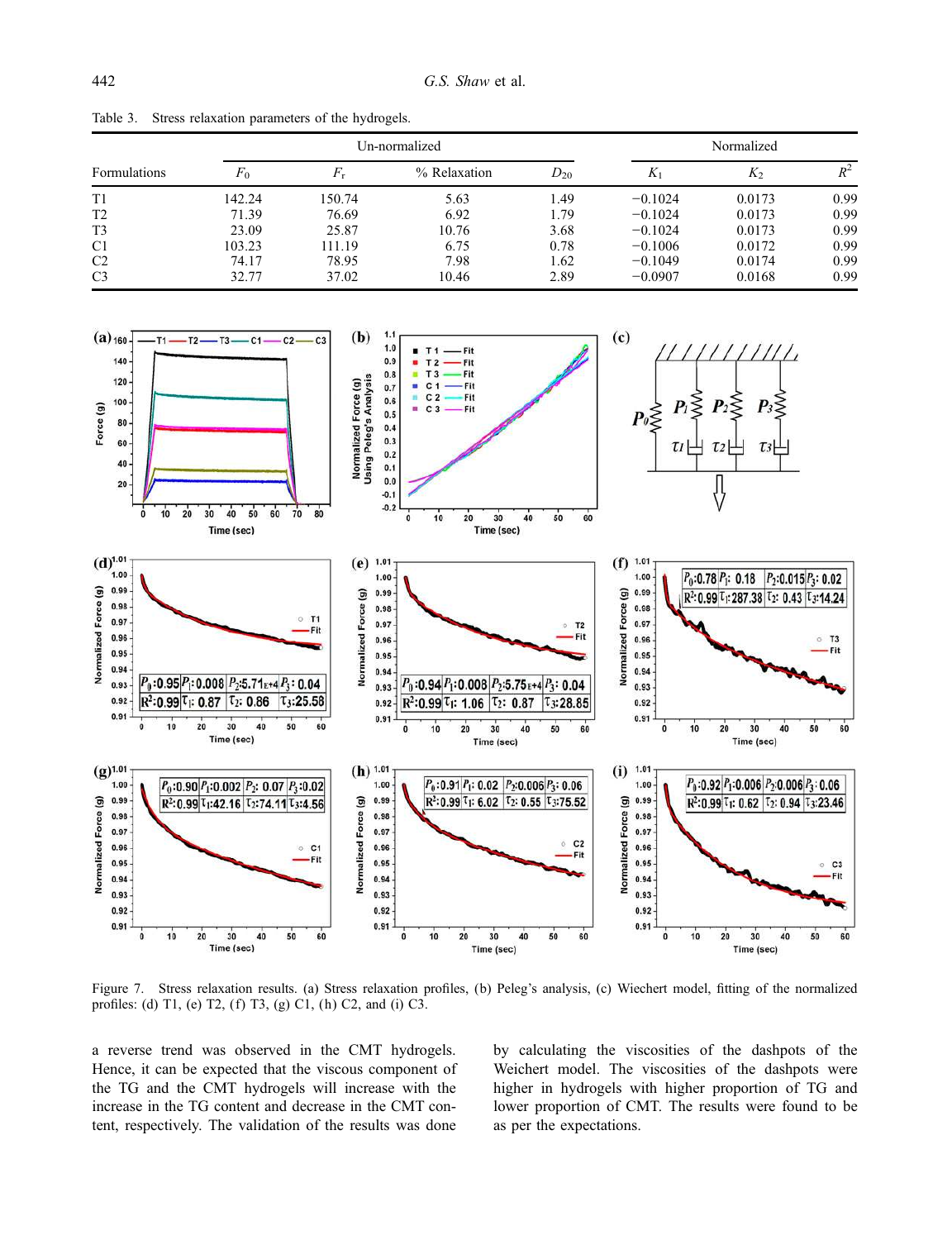Table 3. Stress relaxation parameters of the hydrogels.

| Formulations | Un-normalized | | | | Normalized | | |
|---|---|---|---|---|---|---|---|
| | $F_0$ | $F_r$ | % Relaxation | $D_{20}$ | $K_1$ | $K_2$ | $R^2$ |
| T1 | 142.24 | 150.74 | 5.63 | 1.49 | −0.1024 | 0.0173 | 0.99 |
| T2 | 71.39 | 76.69 | 6.92 | 1.79 | −0.1024 | 0.0173 | 0.99 |
| T3 | 23.09 | 25.87 | 10.76 | 3.68 | −0.1024 | 0.0173 | 0.99 |
| C1 | 103.23 | 111.19 | 6.75 | 0.78 | −0.1006 | 0.0172 | 0.99 |
| C2 | 74.17 | 78.95 | 7.98 | 1.62 | −0.1049 | 0.0174 | 0.99 |
| C3 | 32.77 | 37.02 | 10.46 | 2.89 | −0.0907 | 0.0168 | 0.99 |

Figure 7. Stress relaxation results. (a) Stress relaxation profiles, (b) Peleg's analysis, (c) Wiechert model, fitting of the normalized profiles: (d) T1, (e) T2, (f) T3, (g) C1, (h) C2, and (i) C3.

a reverse trend was observed in the CMT hydrogels. Hence, it can be expected that the viscous component of the TG and the CMT hydrogels will increase with the increase in the TG content and decrease in the CMT content, respectively. The validation of the results was done by calculating the viscosities of the dashpots of the Weichert model. The viscosities of the dashpots were higher in hydrogels with higher proportion of TG and lower proportion of CMT. The results were found to be as per the expectations.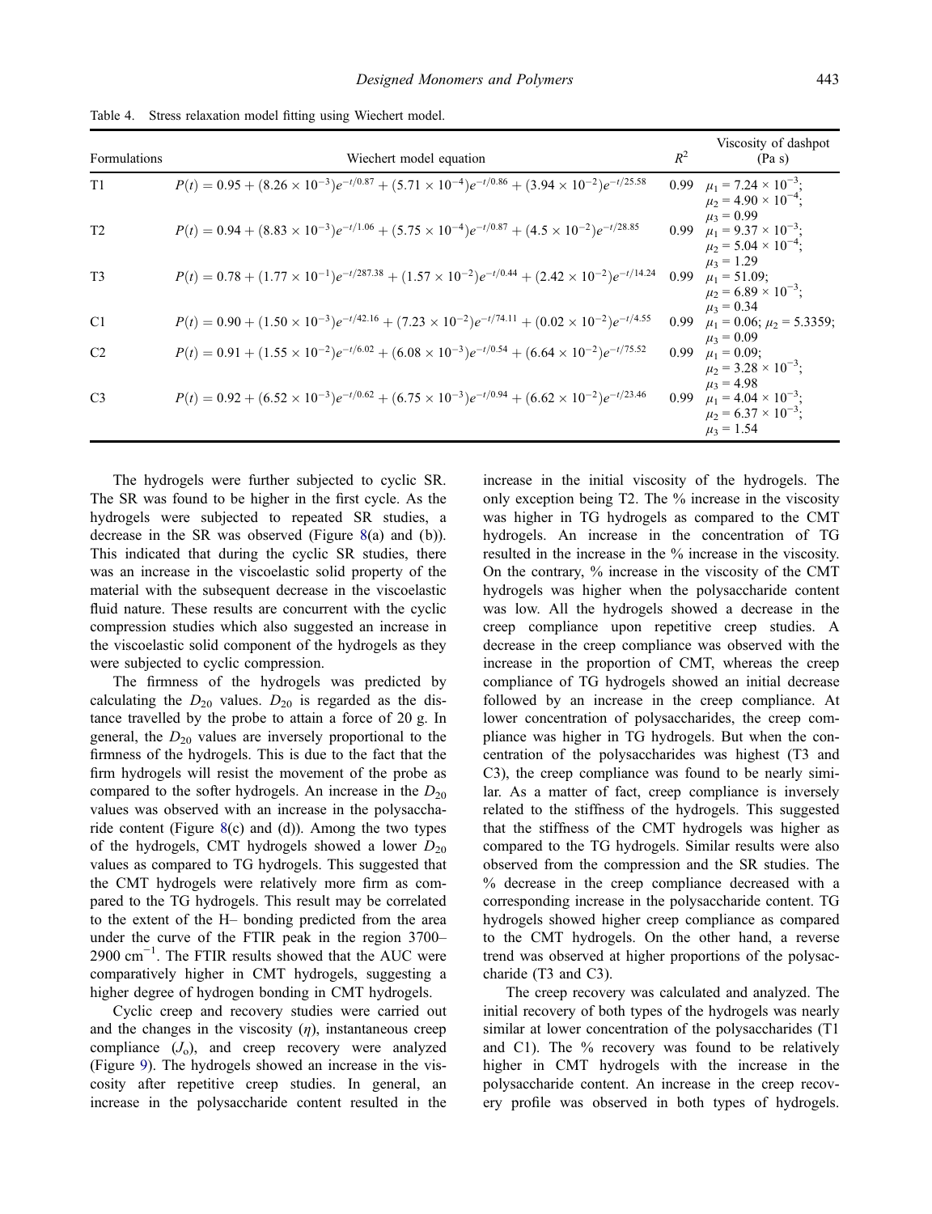Table 4. Stress relaxation model fitting using Wiechert model.

| Formulations | Wiechert model equation | $R^2$ | Viscosity of dashpot (Pa s) |
|---|---|---|---|
| T1 | $P(t) = 0.95 + (8.26 \times 10^{-3})e^{-t/0.87} + (5.71 \times 10^{-4})e^{-t/0.86} + (3.94 \times 10^{-2})e^{-t/25.58}$ | 0.99 | $\mu_1 = 7.24 \times 10^{-3}$; $\mu_2 = 4.90 \times 10^{-4}$; $\mu_3 = 0.99$ |
| T2 | $P(t) = 0.94 + (8.83 \times 10^{-3})e^{-t/1.06} + (5.75 \times 10^{-4})e^{-t/0.87} + (4.5 \times 10^{-2})e^{-t/28.85}$ | 0.99 | $\mu_1 = 9.37 \times 10^{-3}$; $\mu_2 = 5.04 \times 10^{-4}$; $\mu_3 = 1.29$ |
| T3 | $P(t) = 0.78 + (1.77 \times 10^{-1})e^{-t/287.38} + (1.57 \times 10^{-2})e^{-t/0.44} + (2.42 \times 10^{-2})e^{-t/14.24}$ | 0.99 | $\mu_1 = 51.09$; $\mu_2 = 6.89 \times 10^{-3}$; $\mu_3 = 0.34$ |
| C1 | $P(t) = 0.90 + (1.50 \times 10^{-3})e^{-t/42.16} + (7.23 \times 10^{-2})e^{-t/74.11} + (0.02 \times 10^{-2})e^{-t/4.55}$ | 0.99 | $\mu_1 = 0.06$; $\mu_2 = 5.3359$; $\mu_3 = 0.09$ |
| C2 | $P(t) = 0.91 + (1.55 \times 10^{-2})e^{-t/6.02} + (6.08 \times 10^{-3})e^{-t/0.54} + (6.64 \times 10^{-2})e^{-t/75.52}$ | 0.99 | $\mu_1 = 0.09$; $\mu_2 = 3.28 \times 10^{-3}$; $\mu_3 = 4.98$ |
| C3 | $P(t) = 0.92 + (6.52 \times 10^{-3})e^{-t/0.62} + (6.75 \times 10^{-3})e^{-t/0.94} + (6.62 \times 10^{-2})e^{-t/23.46}$ | 0.99 | $\mu_1 = 4.04 \times 10^{-3}$; $\mu_2 = 6.37 \times 10^{-3}$; $\mu_3 = 1.54$ |

The hydrogels were further subjected to cyclic SR. The SR was found to be higher in the first cycle. As the hydrogels were subjected to repeated SR studies, a decrease in the SR was observed (Figure 8(a) and (b)). This indicated that during the cyclic SR studies, there was an increase in the viscoelastic solid property of the material with the subsequent decrease in the viscoelastic fluid nature. These results are concurrent with the cyclic compression studies which also suggested an increase in the viscoelastic solid component of the hydrogels as they were subjected to cyclic compression.

The firmness of the hydrogels was predicted by calculating the $D_{20}$ values. $D_{20}$ is regarded as the distance travelled by the probe to attain a force of 20 g. In general, the $D_{20}$ values are inversely proportional to the firmness of the hydrogels. This is due to the fact that the firm hydrogels will resist the movement of the probe as compared to the softer hydrogels. An increase in the $D_{20}$ values was observed with an increase in the polysaccharide content (Figure 8(c) and (d)). Among the two types of the hydrogels, CMT hydrogels showed a lower $D_{20}$ values as compared to TG hydrogels. This suggested that the CMT hydrogels were relatively more firm as compared to the TG hydrogels. This result may be correlated to the extent of the H– bonding predicted from the area under the curve of the FTIR peak in the region 3700–2900 $cm^{-1}$. The FTIR results showed that the AUC were comparatively higher in CMT hydrogels, suggesting a higher degree of hydrogen bonding in CMT hydrogels.

Cyclic creep and recovery studies were carried out and the changes in the viscosity ($\eta$), instantaneous creep compliance ($J_o$), and creep recovery were analyzed (Figure 9). The hydrogels showed an increase in the viscosity after repetitive creep studies. In general, an increase in the polysaccharide content resulted in the increase in the initial viscosity of the hydrogels. The only exception being T2. The % increase in the viscosity was higher in TG hydrogels as compared to the CMT hydrogels. An increase in the concentration of TG resulted in the increase in the % increase in the viscosity. On the contrary, % increase in the viscosity of the CMT hydrogels was higher when the polysaccharide content was low. All the hydrogels showed a decrease in the creep compliance upon repetitive creep studies. A decrease in the creep compliance was observed with the increase in the proportion of CMT, whereas the creep compliance of TG hydrogels showed an initial decrease followed by an increase in the creep compliance. At lower concentration of polysaccharides, the creep compliance was higher in TG hydrogels. But when the concentration of the polysaccharides was highest (T3 and C3), the creep compliance was found to be nearly similar. As a matter of fact, creep compliance is inversely related to the stiffness of the hydrogels. This suggested that the stiffness of the CMT hydrogels was higher as compared to the TG hydrogels. Similar results were also observed from the compression and the SR studies. The % decrease in the creep compliance decreased with a corresponding increase in the polysaccharide content. TG hydrogels showed higher creep compliance as compared to the CMT hydrogels. On the other hand, a reverse trend was observed at higher proportions of the polysaccharide (T3 and C3).

The creep recovery was calculated and analyzed. The initial recovery of both types of the hydrogels was nearly similar at lower concentration of the polysaccharides (T1 and C1). The % recovery was found to be relatively higher in CMT hydrogels with the increase in the polysaccharide content. An increase in the creep recovery profile was observed in both types of hydrogels.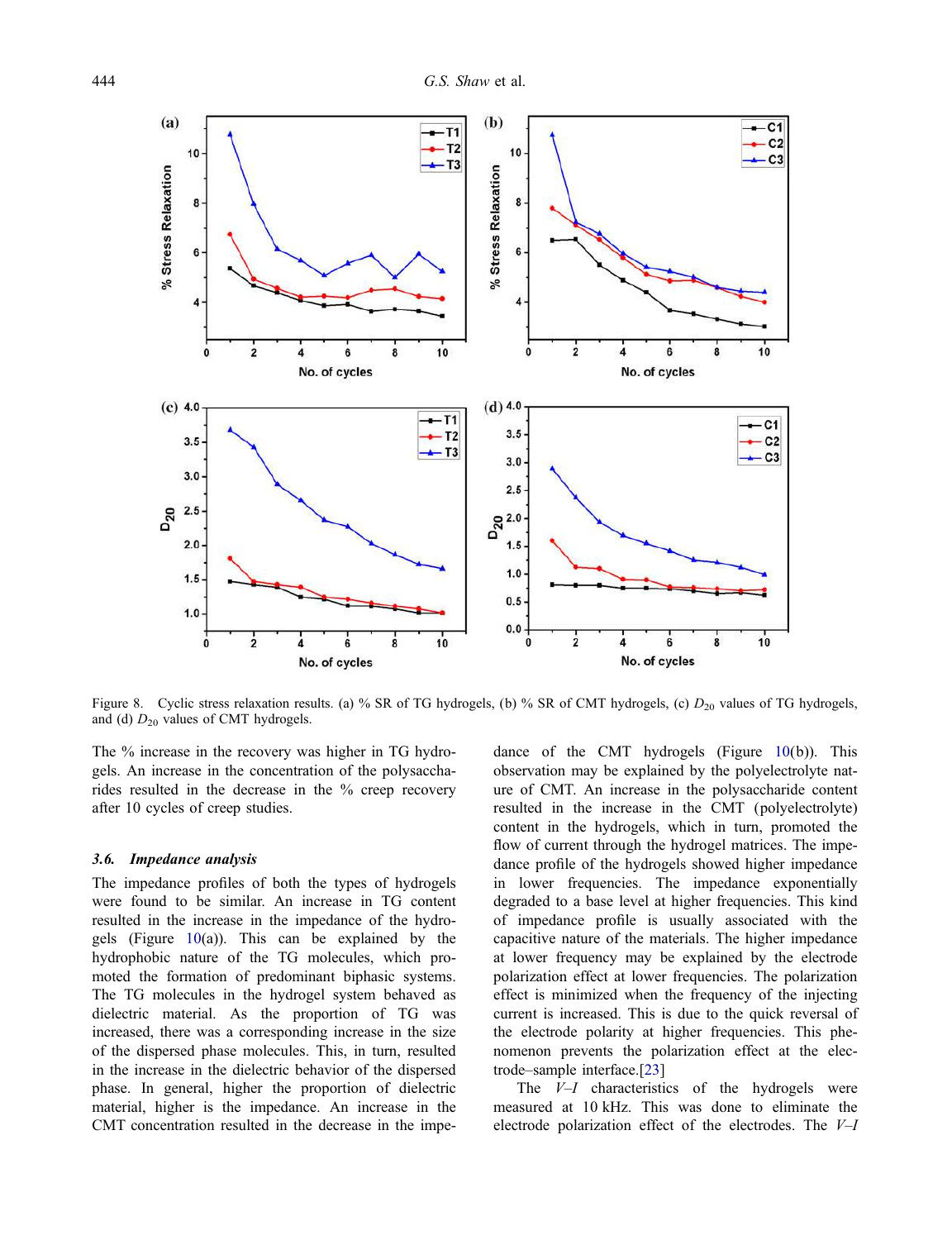Figure 8. Cyclic stress relaxation results. (a) % SR of TG hydrogels, (b) % SR of CMT hydrogels, (c) $D_{20}$ values of TG hydrogels, and (d) $D_{20}$ values of CMT hydrogels.

The % increase in the recovery was higher in TG hydrogels. An increase in the concentration of the polysaccharides resulted in the decrease in the % creep recovery after 10 cycles of creep studies.

### 3.6. *Impedance analysis*

The impedance profiles of both the types of hydrogels were found to be similar. An increase in TG content resulted in the increase in the impedance of the hydrogels (Figure 10(a)). This can be explained by the hydrophobic nature of the TG molecules, which promoted the formation of predominant biphasic systems. The TG molecules in the hydrogel system behaved as dielectric material. As the proportion of TG was increased, there was a corresponding increase in the size of the dispersed phase molecules. This, in turn, resulted in the increase in the dielectric behavior of the dispersed phase. In general, higher the proportion of dielectric material, higher is the impedance. An increase in the CMT concentration resulted in the decrease in the impedance of the CMT hydrogels (Figure 10(b)). This observation may be explained by the polyelectrolyte nature of CMT. An increase in the polysaccharide content resulted in the increase in the CMT (polyelectrolyte) content in the hydrogels, which in turn, promoted the flow of current through the hydrogel matrices. The impedance profile of the hydrogels showed higher impedance in lower frequencies. The impedance exponentially degraded to a base level at higher frequencies. This kind of impedance profile is usually associated with the capacitive nature of the materials. The higher impedance at lower frequency may be explained by the electrode polarization effect at lower frequencies. The polarization effect is minimized when the frequency of the injecting current is increased. This is due to the quick reversal of the electrode polarity at higher frequencies. This phenomenon prevents the polarization effect at the electrode–sample interface.[23]

The *V–I* characteristics of the hydrogels were measured at 10 kHz. This was done to eliminate the electrode polarization effect of the electrodes. The *V–I*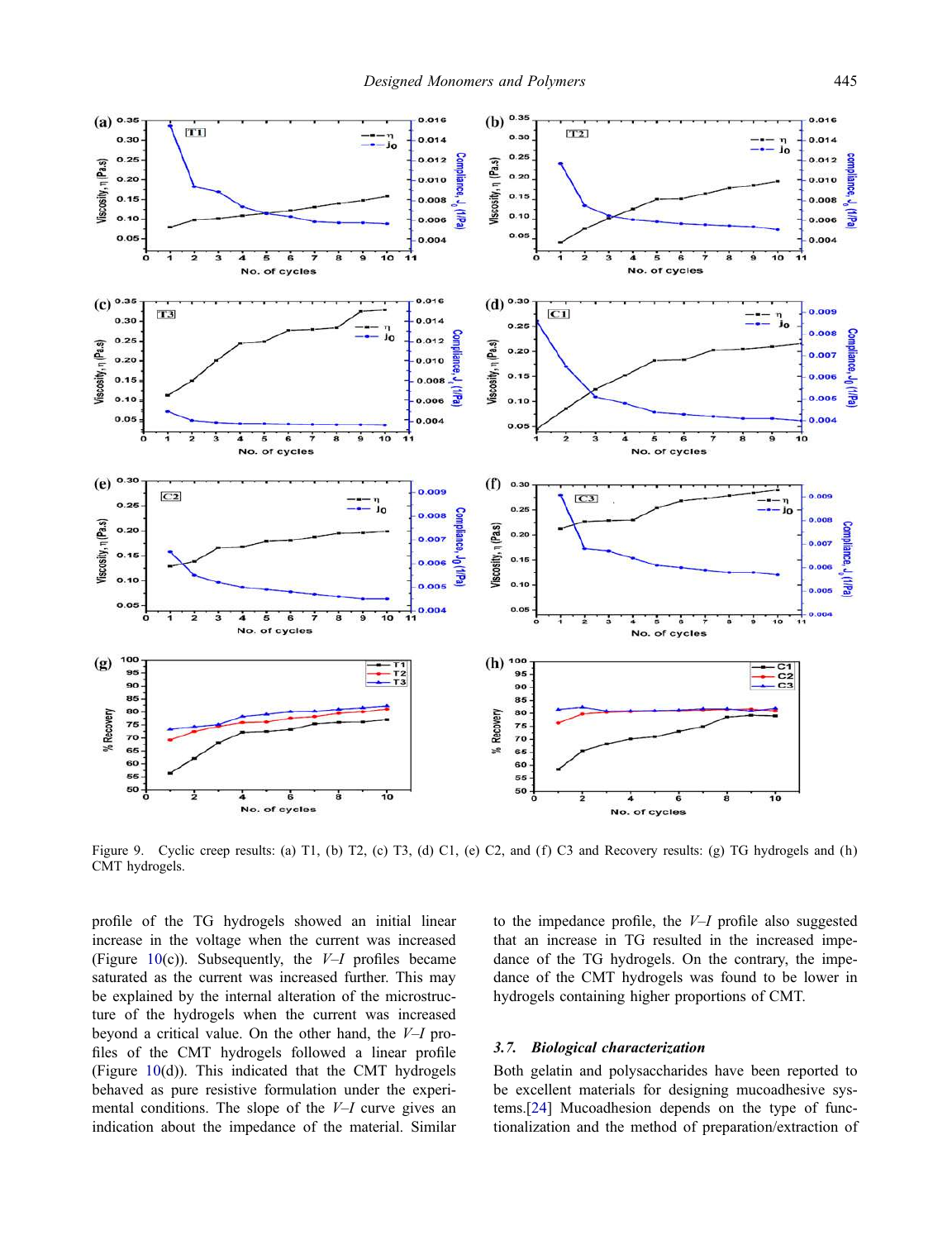Figure 9. Cyclic creep results: (a) T1, (b) T2, (c) T3, (d) C1, (e) C2, and (f) C3 and Recovery results: (g) TG hydrogels and (h) CMT hydrogels.

profile of the TG hydrogels showed an initial linear increase in the voltage when the current was increased (Figure 10(c)). Subsequently, the *V–I* profiles became saturated as the current was increased further. This may be explained by the internal alteration of the microstructure of the hydrogels when the current was increased beyond a critical value. On the other hand, the *V–I* profiles of the CMT hydrogels followed a linear profile (Figure 10(d)). This indicated that the CMT hydrogels behaved as pure resistive formulation under the experimental conditions. The slope of the *V–I* curve gives an indication about the impedance of the material. Similar to the impedance profile, the *V–I* profile also suggested that an increase in TG resulted in the increased impedance of the TG hydrogels. On the contrary, the impedance of the CMT hydrogels was found to be lower in hydrogels containing higher proportions of CMT.

### *3.7. Biological characterization*

Both gelatin and polysaccharides have been reported to be excellent materials for designing mucoadhesive systems.[24] Mucoadhesion depends on the type of functionalization and the method of preparation/extraction of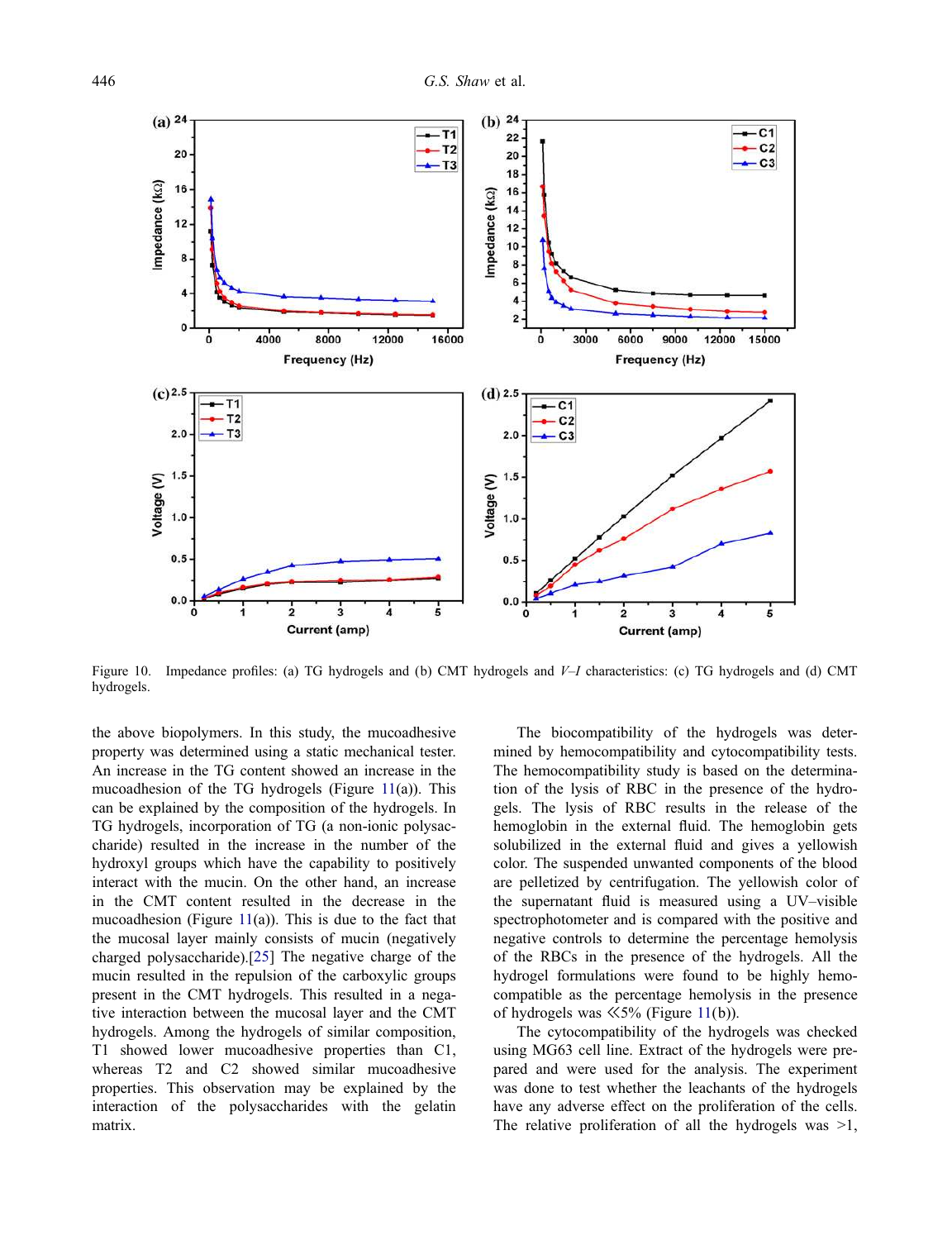Figure 10. Impedance profiles: (a) TG hydrogels and (b) CMT hydrogels and *V–I* characteristics: (c) TG hydrogels and (d) CMT hydrogels.

the above biopolymers. In this study, the mucoadhesive property was determined using a static mechanical tester. An increase in the TG content showed an increase in the mucoadhesion of the TG hydrogels (Figure 11(a)). This can be explained by the composition of the hydrogels. In TG hydrogels, incorporation of TG (a non-ionic polysaccharide) resulted in the increase in the number of the hydroxyl groups which have the capability to positively interact with the mucin. On the other hand, an increase in the CMT content resulted in the decrease in the mucoadhesion (Figure 11(a)). This is due to the fact that the mucosal layer mainly consists of mucin (negatively charged polysaccharide).[25] The negative charge of the mucin resulted in the repulsion of the carboxylic groups present in the CMT hydrogels. This resulted in a negative interaction between the mucosal layer and the CMT hydrogels. Among the hydrogels of similar composition, T1 showed lower mucoadhesive properties than C1, whereas T2 and C2 showed similar mucoadhesive properties. This observation may be explained by the interaction of the polysaccharides with the gelatin matrix.

The biocompatibility of the hydrogels was determined by hemocompatibility and cytocompatibility tests. The hemocompatibility study is based on the determination of the lysis of RBC in the presence of the hydrogels. The lysis of RBC results in the release of the hemoglobin in the external fluid. The hemoglobin gets solubilized in the external fluid and gives a yellowish color. The suspended unwanted components of the blood are pelletized by centrifugation. The yellowish color of the supernatant fluid is measured using a UV–visible spectrophotometer and is compared with the positive and negative controls to determine the percentage hemolysis of the RBCs in the presence of the hydrogels. All the hydrogel formulations were found to be highly hemocompatible as the percentage hemolysis in the presence of hydrogels was ≪5% (Figure 11(b)).

The cytocompatibility of the hydrogels was checked using MG63 cell line. Extract of the hydrogels were prepared and were used for the analysis. The experiment was done to test whether the leachants of the hydrogels have any adverse effect on the proliferation of the cells. The relative proliferation of all the hydrogels was >1,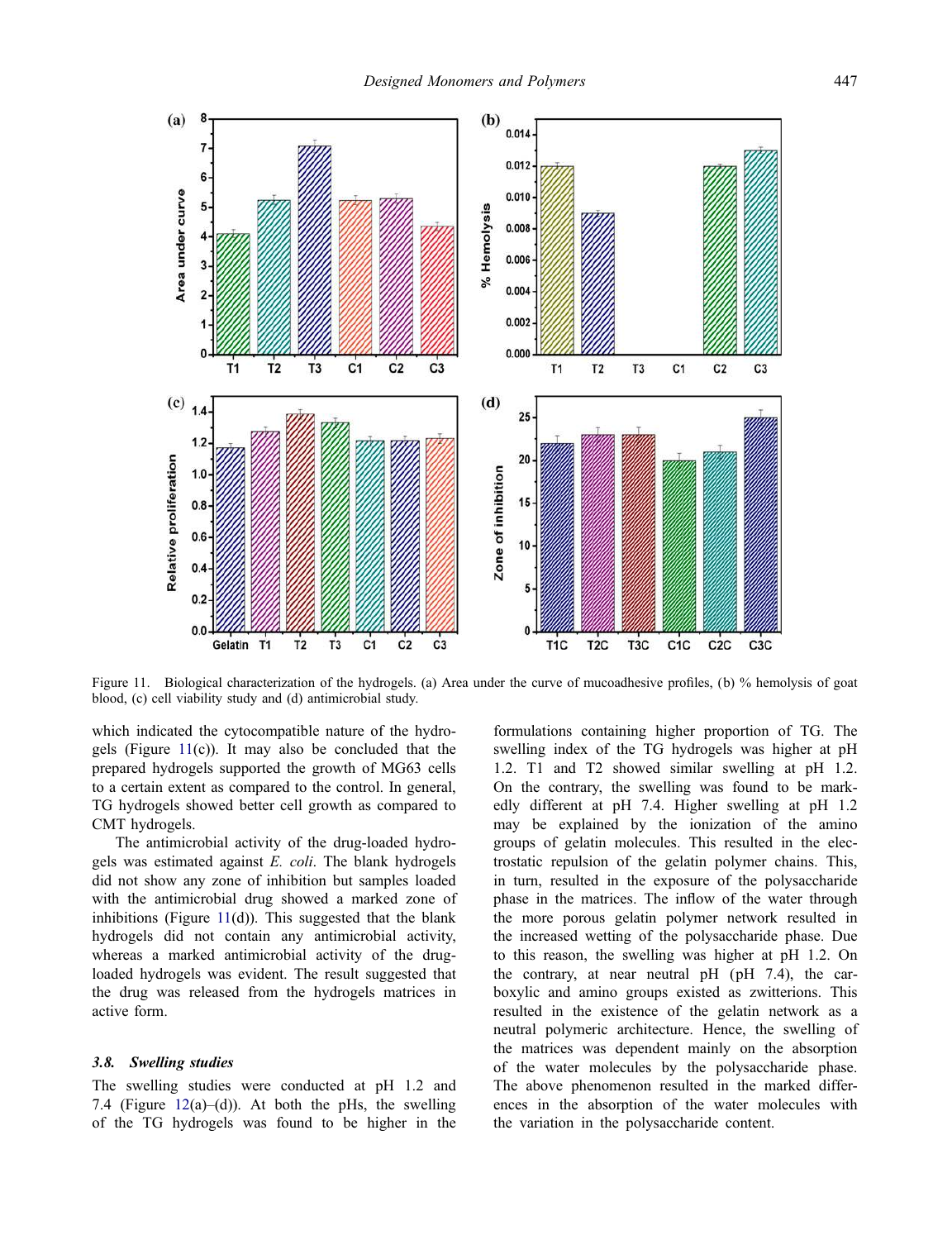Figure 11. Biological characterization of the hydrogels. (a) Area under the curve of mucoadhesive profiles, (b) % hemolysis of goat blood, (c) cell viability study and (d) antimicrobial study.

which indicated the cytocompatible nature of the hydrogels (Figure 11(c)). It may also be concluded that the prepared hydrogels supported the growth of MG63 cells to a certain extent as compared to the control. In general, TG hydrogels showed better cell growth as compared to CMT hydrogels.

The antimicrobial activity of the drug-loaded hydrogels was estimated against *E. coli*. The blank hydrogels did not show any zone of inhibition but samples loaded with the antimicrobial drug showed a marked zone of inhibitions (Figure 11(d)). This suggested that the blank hydrogels did not contain any antimicrobial activity, whereas a marked antimicrobial activity of the drug-loaded hydrogels was evident. The result suggested that the drug was released from the hydrogels matrices in active form.

### *3.8. Swelling studies*

The swelling studies were conducted at pH 1.2 and 7.4 (Figure 12(a)–(d)). At both the pHs, the swelling of the TG hydrogels was found to be higher in the formulations containing higher proportion of TG. The swelling index of the TG hydrogels was higher at pH 1.2. T1 and T2 showed similar swelling at pH 1.2. On the contrary, the swelling was found to be markedly different at pH 7.4. Higher swelling at pH 1.2 may be explained by the ionization of the amino groups of gelatin molecules. This resulted in the electrostatic repulsion of the gelatin polymer chains. This, in turn, resulted in the exposure of the polysaccharide phase in the matrices. The inflow of the water through the more porous gelatin polymer network resulted in the increased wetting of the polysaccharide phase. Due to this reason, the swelling was higher at pH 1.2. On the contrary, at near neutral pH (pH 7.4), the carboxylic and amino groups existed as zwitterions. This resulted in the existence of the gelatin network as a neutral polymeric architecture. Hence, the swelling of the matrices was dependent mainly on the absorption of the water molecules by the polysaccharide phase. The above phenomenon resulted in the marked differences in the absorption of the water molecules with the variation in the polysaccharide content.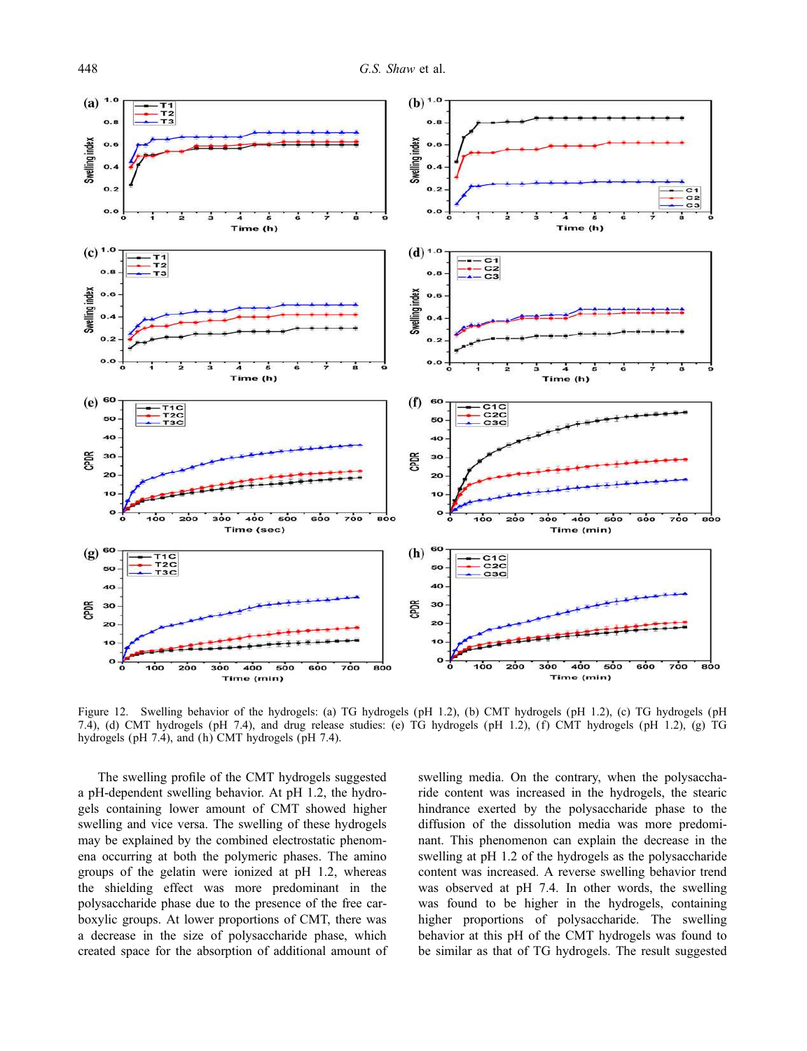Figure 12. Swelling behavior of the hydrogels: (a) TG hydrogels (pH 1.2), (b) CMT hydrogels (pH 1.2), (c) TG hydrogels (pH 7.4), (d) CMT hydrogels (pH 7.4), and drug release studies: (e) TG hydrogels (pH 1.2), (f) CMT hydrogels (pH 1.2), (g) TG hydrogels (pH 7.4), and (h) CMT hydrogels (pH 7.4).

The swelling profile of the CMT hydrogels suggested a pH-dependent swelling behavior. At pH 1.2, the hydrogels containing lower amount of CMT showed higher swelling and vice versa. The swelling of these hydrogels may be explained by the combined electrostatic phenomena occurring at both the polymeric phases. The amino groups of the gelatin were ionized at pH 1.2, whereas the shielding effect was more predominant in the polysaccharide phase due to the presence of the free carboxylic groups. At lower proportions of CMT, there was a decrease in the size of polysaccharide phase, which created space for the absorption of additional amount of swelling media. On the contrary, when the polysaccharide content was increased in the hydrogels, the stearic hindrance exerted by the polysaccharide phase to the diffusion of the dissolution media was more predominant. This phenomenon can explain the decrease in the swelling at pH 1.2 of the hydrogels as the polysaccharide content was increased. A reverse swelling behavior trend was observed at pH 7.4. In other words, the swelling was found to be higher in the hydrogels, containing higher proportions of polysaccharide. The swelling behavior at this pH of the CMT hydrogels was found to be similar as that of TG hydrogels. The result suggested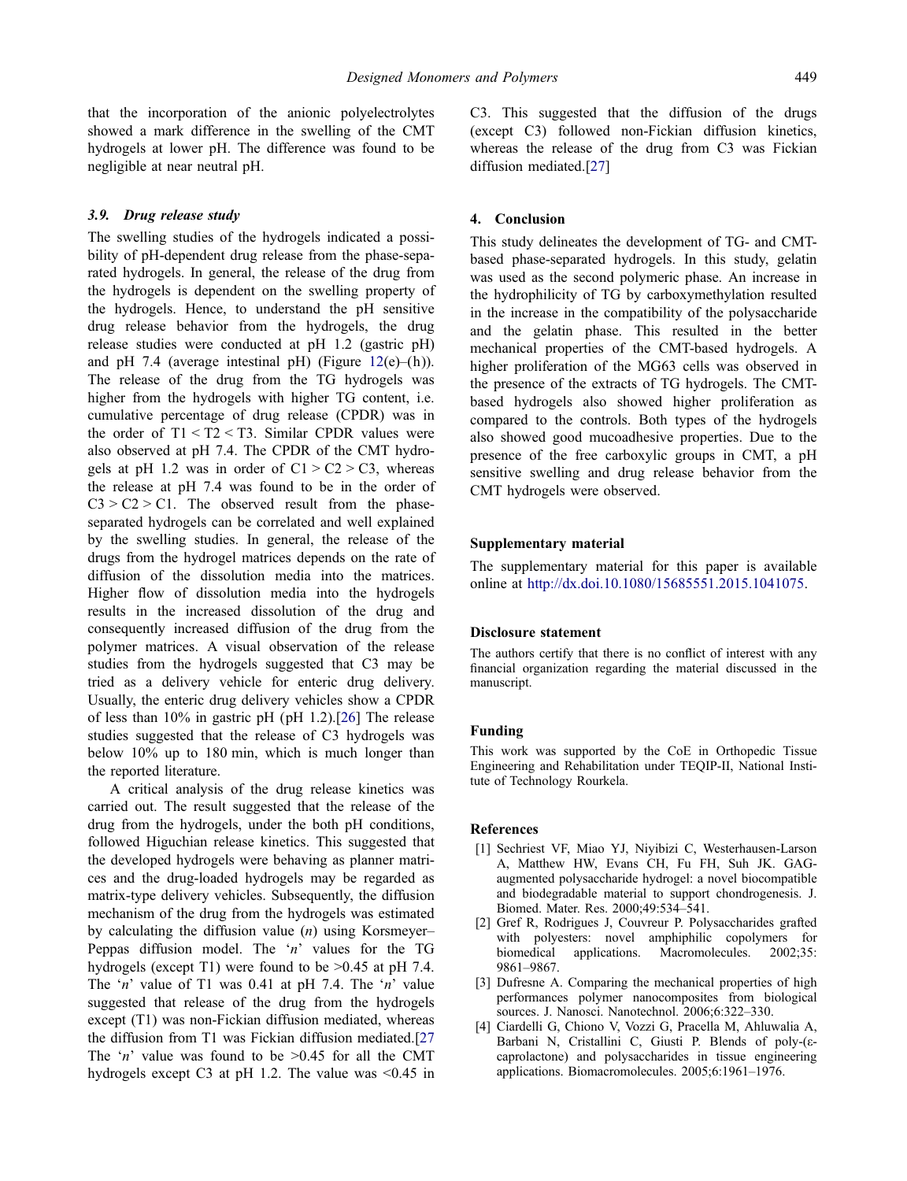that the incorporation of the anionic polyelectrolytes showed a mark difference in the swelling of the CMT hydrogels at lower pH. The difference was found to be negligible at near neutral pH.

### 3.9. Drug release study

The swelling studies of the hydrogels indicated a possibility of pH-dependent drug release from the phase-separated hydrogels. In general, the release of the drug from the hydrogels is dependent on the swelling property of the hydrogels. Hence, to understand the pH sensitive drug release behavior from the hydrogels, the drug release studies were conducted at pH 1.2 (gastric pH) and pH 7.4 (average intestinal pH) (Figure 12(e)–(h)). The release of the drug from the TG hydrogels was higher from the hydrogels with higher TG content, i.e. cumulative percentage of drug release (CPDR) was in the order of T1 < T2 < T3. Similar CPDR values were also observed at pH 7.4. The CPDR of the CMT hydrogels at pH 1.2 was in order of C1 > C2 > C3, whereas the release at pH 7.4 was found to be in the order of C3 > C2 > C1. The observed result from the phase-separated hydrogels can be correlated and well explained by the swelling studies. In general, the release of the drugs from the hydrogel matrices depends on the rate of diffusion of the dissolution media into the matrices. Higher flow of dissolution media into the hydrogels results in the increased dissolution of the drug and consequently increased diffusion of the drug from the polymer matrices. A visual observation of the release studies from the hydrogels suggested that C3 may be tried as a delivery vehicle for enteric drug delivery. Usually, the enteric drug delivery vehicles show a CPDR of less than 10% in gastric pH (pH 1.2).[26] The release studies suggested that the release of C3 hydrogels was below 10% up to 180 min, which is much longer than the reported literature.

A critical analysis of the drug release kinetics was carried out. The result suggested that the release of the drug from the hydrogels, under the both pH conditions, followed Higuchian release kinetics. This suggested that the developed hydrogels were behaving as planner matrices and the drug-loaded hydrogels may be regarded as matrix-type delivery vehicles. Subsequently, the diffusion mechanism of the drug from the hydrogels was estimated by calculating the diffusion value ($n$) using Korsmeyer–Peppas diffusion model. The '$n$' values for the TG hydrogels (except T1) were found to be >0.45 at pH 7.4. The '$n$' value of T1 was 0.41 at pH 7.4. The '$n$' value suggested that release of the drug from the hydrogels except (T1) was non-Fickian diffusion mediated, whereas the diffusion from T1 was Fickian diffusion mediated.[27] The '$n$' value was found to be >0.45 for all the CMT hydrogels except C3 at pH 1.2. The value was <0.45 in C3. This suggested that the diffusion of the drugs (except C3) followed non-Fickian diffusion kinetics, whereas the release of the drug from C3 was Fickian diffusion mediated.[27]

## 4. Conclusion

This study delineates the development of TG- and CMT-based phase-separated hydrogels. In this study, gelatin was used as the second polymeric phase. An increase in the hydrophilicity of TG by carboxymethylation resulted in the increase in the compatibility of the polysaccharide and the gelatin phase. This resulted in the better mechanical properties of the CMT-based hydrogels. A higher proliferation of the MG63 cells was observed in the presence of the extracts of TG hydrogels. The CMT-based hydrogels also showed higher proliferation as compared to the controls. Both types of the hydrogels also showed good mucoadhesive properties. Due to the presence of the free carboxylic groups in CMT, a pH sensitive swelling and drug release behavior from the CMT hydrogels were observed.

### Supplementary material

The supplementary material for this paper is available online at http://dx.doi.org/10.1080/15685551.2015.1041075.

### Disclosure statement

The authors certify that there is no conflict of interest with any financial organization regarding the material discussed in the manuscript.

### Funding

This work was supported by the CoE in Orthopedic Tissue Engineering and Rehabilitation under TEQIP-II, National Institute of Technology Rourkela.

### References

[1] Sechriest VF, Miao YJ, Niyibizi C, Westerhausen-Larson A, Matthew HW, Evans CH, Fu FH, Suh JK. GAG-augmented polysaccharide hydrogel: a novel biocompatible and biodegradable material to support chondrogenesis. J. Biomed. Mater. Res. 2000;49:534–541.

[2] Gref R, Rodrigues J, Couvreur P. Polysaccharides grafted with polyesters: novel amphiphilic copolymers for biomedical applications. Macromolecules. 2002;35: 9861–9867.

[3] Dufresne A. Comparing the mechanical properties of high performances polymer nanocomposites from biological sources. J. Nanosci. Nanotechnol. 2006;6:322–330.

[4] Ciardelli G, Chiono V, Vozzi G, Pracella M, Ahluwalia A, Barbani N, Cristallini C, Giusti P. Blends of poly-(ε-caprolactone) and polysaccharides in tissue engineering applications. Biomacromolecules. 2005;6:1961–1976.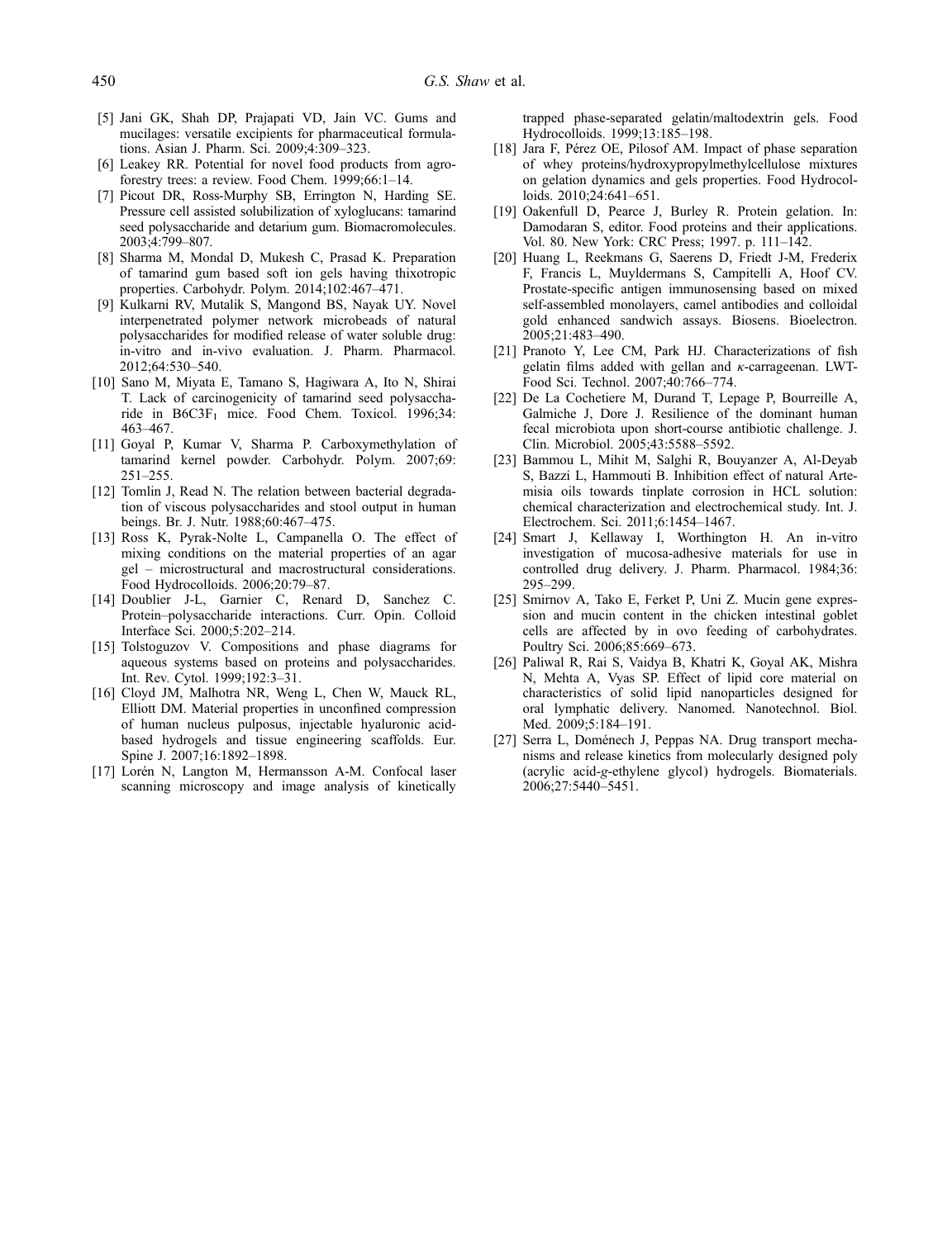[5] Jani GK, Shah DP, Prajapati VD, Jain VC. Gums and mucilages: versatile excipients for pharmaceutical formulations. Asian J. Pharm. Sci. 2009;4:309–323.

[6] Leakey RR. Potential for novel food products from agroforestry trees: a review. Food Chem. 1999;66:1–14.

[7] Picout DR, Ross-Murphy SB, Errington N, Harding SE. Pressure cell assisted solubilization of xyloglucans: tamarind seed polysaccharide and detarium gum. Biomacromolecules. 2003;4:799–807.

[8] Sharma M, Mondal D, Mukesh C, Prasad K. Preparation of tamarind gum based soft ion gels having thixotropic properties. Carbohydr. Polym. 2014;102:467–471.

[9] Kulkarni RV, Mutalik S, Mangond BS, Nayak UY. Novel interpenetrated polymer network microbeads of natural polysaccharides for modified release of water soluble drug: in-vitro and in-vivo evaluation. J. Pharm. Pharmacol. 2012;64:530–540.

[10] Sano M, Miyata E, Tamano S, Hagiwara A, Ito N, Shirai T. Lack of carcinogenicity of tamarind seed polysaccharide in B6C3F$_1$ mice. Food Chem. Toxicol. 1996;34: 463–467.

[11] Goyal P, Kumar V, Sharma P. Carboxymethylation of tamarind kernel powder. Carbohydr. Polym. 2007;69: 251–255.

[12] Tomlin J, Read N. The relation between bacterial degradation of viscous polysaccharides and stool output in human beings. Br. J. Nutr. 1988;60:467–475.

[13] Ross K, Pyrak-Nolte L, Campanella O. The effect of mixing conditions on the material properties of an agar gel – microstructural and macrostructural considerations. Food Hydrocolloids. 2006;20:79–87.

[14] Doublier J-L, Garnier C, Renard D, Sanchez C. Protein–polysaccharide interactions. Curr. Opin. Colloid Interface Sci. 2000;5:202–214.

[15] Tolstoguzov V. Compositions and phase diagrams for aqueous systems based on proteins and polysaccharides. Int. Rev. Cytol. 1999;192:3–31.

[16] Cloyd JM, Malhotra NR, Weng L, Chen W, Mauck RL, Elliott DM. Material properties in unconfined compression of human nucleus pulposus, injectable hyaluronic acid-based hydrogels and tissue engineering scaffolds. Eur. Spine J. 2007;16:1892–1898.

[17] Lorén N, Langton M, Hermansson A-M. Confocal laser scanning microscopy and image analysis of kinetically trapped phase-separated gelatin/maltodextrin gels. Food Hydrocolloids. 1999;13:185–198.

[18] Jara F, Pérez OE, Pilosof AM. Impact of phase separation of whey proteins/hydroxypropylmethylcellulose mixtures on gelation dynamics and gels properties. Food Hydrocolloids. 2010;24:641–651.

[19] Oakenfull D, Pearce J, Burley R. Protein gelation. In: Damodaran S, editor. Food proteins and their applications. Vol. 80. New York: CRC Press; 1997. p. 111–142.

[20] Huang L, Reekmans G, Saerens D, Friedt J-M, Frederix F, Francis L, Muyldermans S, Campitelli A, Hoof CV. Prostate-specific antigen immunosensing based on mixed self-assembled monolayers, camel antibodies and colloidal gold enhanced sandwich assays. Biosens. Bioelectron. 2005;21:483–490.

[21] Pranoto Y, Lee CM, Park HJ. Characterizations of fish gelatin films added with gellan and κ-carrageenan. LWT-Food Sci. Technol. 2007;40:766–774.

[22] De La Cochetiere M, Durand T, Lepage P, Bourreille A, Galmiche J, Dore J. Resilience of the dominant human fecal microbiota upon short-course antibiotic challenge. J. Clin. Microbiol. 2005;43:5588–5592.

[23] Bammou L, Mihit M, Salghi R, Bouyanzer A, Al-Deyab S, Bazzi L, Hammouti B. Inhibition effect of natural Artemisia oils towards tinplate corrosion in HCL solution: chemical characterization and electrochemical study. Int. J. Electrochem. Sci. 2011;6:1454–1467.

[24] Smart J, Kellaway I, Worthington H. An in-vitro investigation of mucosa-adhesive materials for use in controlled drug delivery. J. Pharm. Pharmacol. 1984;36: 295–299.

[25] Smirnov A, Tako E, Ferket P, Uni Z. Mucin gene expression and mucin content in the chicken intestinal goblet cells are affected by in ovo feeding of carbohydrates. Poultry Sci. 2006;85:669–673.

[26] Paliwal R, Rai S, Vaidya B, Khatri K, Goyal AK, Mishra N, Mehta A, Vyas SP. Effect of lipid core material on characteristics of solid lipid nanoparticles designed for oral lymphatic delivery. Nanomed. Nanotechnol. Biol. Med. 2009;5:184–191.

[27] Serra L, Doménech J, Peppas NA. Drug transport mechanisms and release kinetics from molecularly designed poly (acrylic acid-g-ethylene glycol) hydrogels. Biomaterials. 2006;27:5440–5451.